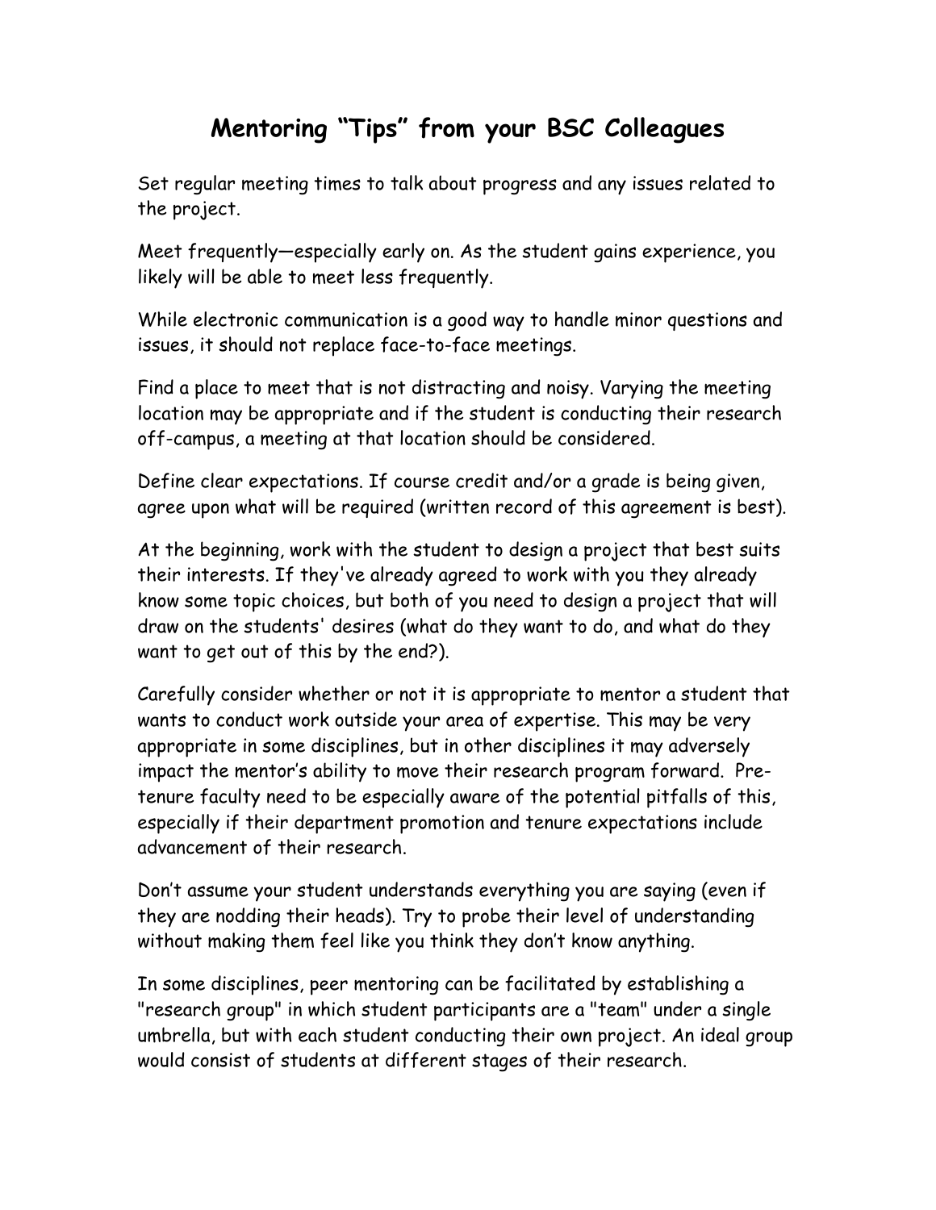# Mentoring "Tips" from your BSC Colleagues

Set regular meeting times to talk about progress and any issues related to the project.

Meet frequently—especially early on. As the student gains experience, you likely will be able to meet less frequently.

While electronic communication is a good way to handle minor questions and issues, it should not replace face-to-face meetings.

Find a place to meet that is not distracting and noisy. Varying the meeting location may be appropriate and if the student is conducting their research off-campus, a meeting at that location should be considered.

Define clear expectations. If course credit and/or a grade is being given, agree upon what will be required (written record of this agreement is best).

At the beginning, work with the student to design a project that best suits their interests. If they've already agreed to work with you they already know some topic choices, but both of you need to design a project that will draw on the students' desires (what do they want to do, and what do they want to get out of this by the end?).

Carefully consider whether or not it is appropriate to mentor a student that wants to conduct work outside your area of expertise. This may be very appropriate in some disciplines, but in other disciplines it may adversely impact the mentor's ability to move their research program forward. Pre-tenure faculty need to be especially aware of the potential pitfalls of this, especially if their department promotion and tenure expectations include advancement of their research.

Don't assume your student understands everything you are saying (even if they are nodding their heads). Try to probe their level of understanding without making them feel like you think they don't know anything.

In some disciplines, peer mentoring can be facilitated by establishing a "research group" in which student participants are a "team" under a single umbrella, but with each student conducting their own project. An ideal group would consist of students at different stages of their research.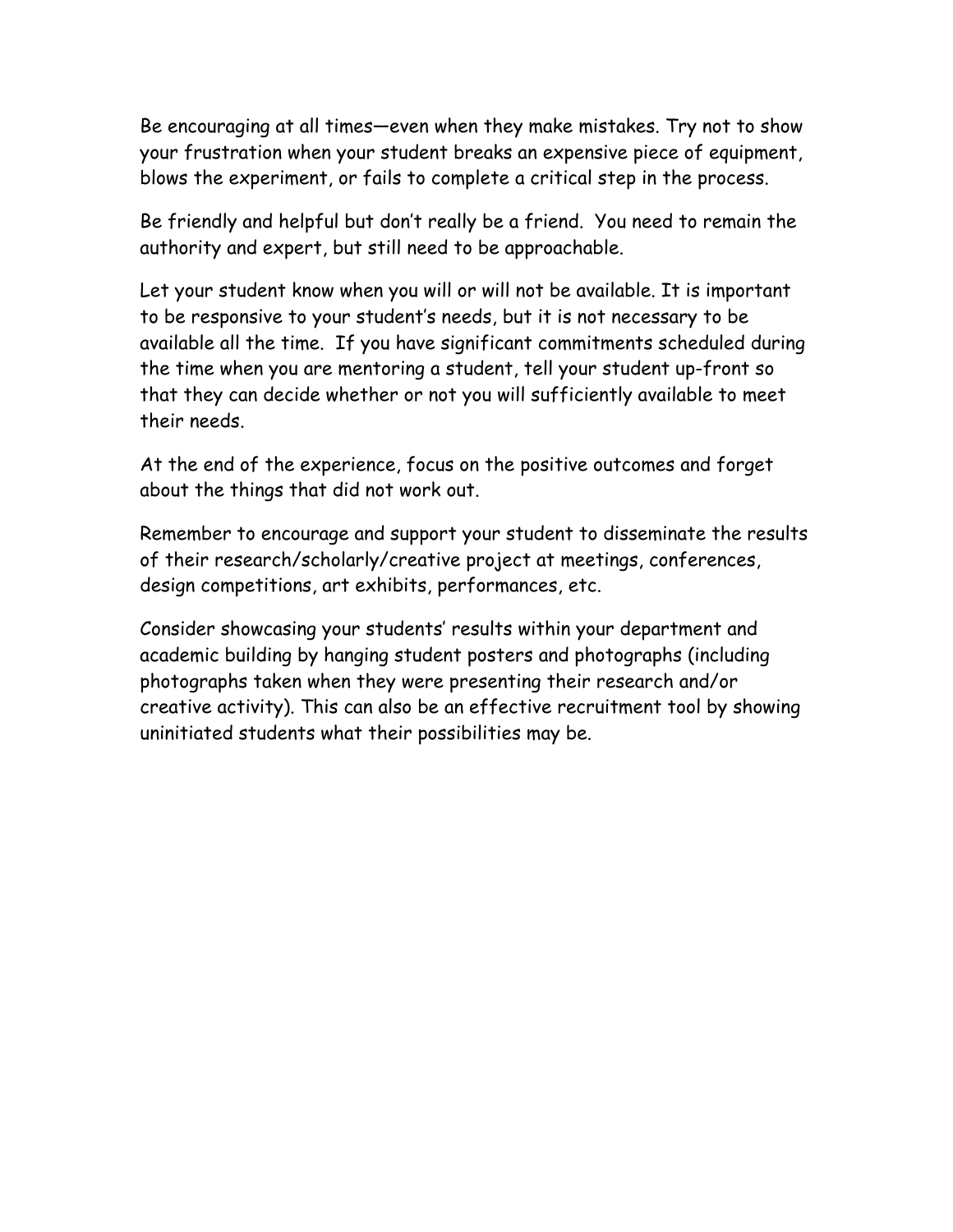Be encouraging at all times—even when they make mistakes. Try not to show your frustration when your student breaks an expensive piece of equipment, blows the experiment, or fails to complete a critical step in the process.

Be friendly and helpful but don't really be a friend. You need to remain the authority and expert, but still need to be approachable.

Let your student know when you will or will not be available. It is important to be responsive to your student's needs, but it is not necessary to be available all the time. If you have significant commitments scheduled during the time when you are mentoring a student, tell your student up-front so that they can decide whether or not you will sufficiently available to meet their needs.

At the end of the experience, focus on the positive outcomes and forget about the things that did not work out.

Remember to encourage and support your student to disseminate the results of their research/scholarly/creative project at meetings, conferences, design competitions, art exhibits, performances, etc.

Consider showcasing your students' results within your department and academic building by hanging student posters and photographs (including photographs taken when they were presenting their research and/or creative activity). This can also be an effective recruitment tool by showing uninitiated students what their possibilities may be.